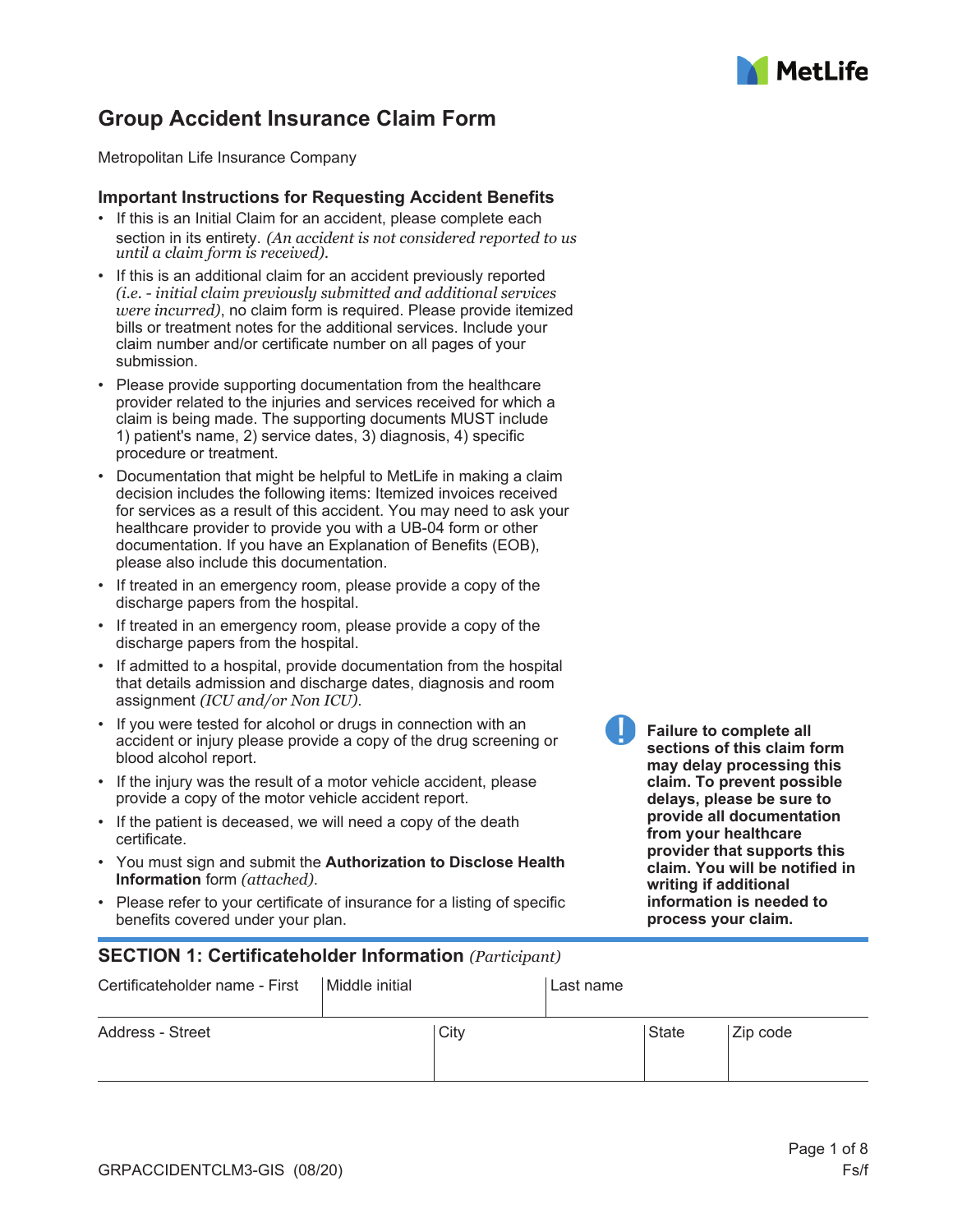# Group Accident Insurance Claim Form

Metropolitan Life Insurance Company

### Important Instructions for Requesting Accident Benefits

- If this is an Initial Claim for an accident, please complete each section in its entirety. *(An accident is not considered reported to us until a claim form is received).*
- If this is an additional claim for an accident previously reported *(i.e. - initial claim previously submitted and additional services were incurred)*, no claim form is required. Please provide itemized bills or treatment notes for the additional services. Include your claim number and/or certificate number on all pages of your submission.
- Please provide supporting documentation from the healthcare provider related to the injuries and services received for which a claim is being made. The supporting documents MUST include 1) patient's name, 2) service dates, 3) diagnosis, 4) specific procedure or treatment.
- Documentation that might be helpful to MetLife in making a claim decision includes the following items: Itemized invoices received for services as a result of this accident. You may need to ask your healthcare provider to provide you with a UB-04 form or other documentation. If you have an Explanation of Benefits (EOB), please also include this documentation.
- If treated in an emergency room, please provide a copy of the discharge papers from the hospital.
- If treated in an emergency room, please provide a copy of the discharge papers from the hospital.
- If admitted to a hospital, provide documentation from the hospital that details admission and discharge dates, diagnosis and room assignment *(ICU and/or Non ICU).*
- If you were tested for alcohol or drugs in connection with an accident or injury please provide a copy of the drug screening or blood alcohol report.
- If the injury was the result of a motor vehicle accident, please provide a copy of the motor vehicle accident report.
- If the patient is deceased, we will need a copy of the death certificate.
- You must sign and submit the **Authorization to Disclose Health Information** form *(attached).*
- Please refer to your certificate of insurance for a listing of specific benefits covered under your plan.

**Failure to complete all sections of this claim form may delay processing this claim. To prevent possible delays, please be sure to provide all documentation from your healthcare provider that supports this claim. You will be notified in writing if additional information is needed to process your claim.**

## SECTION 1: Certificateholder Information *(Participant)*

| Certificateholder name - First | Middle initial | Last name |
|---|---|---|
| | | |

| Address - Street | City | State | Zip code |
|---|---|---|---|
| | | | |

GRPACCIDENTCLM3-GIS (08/20)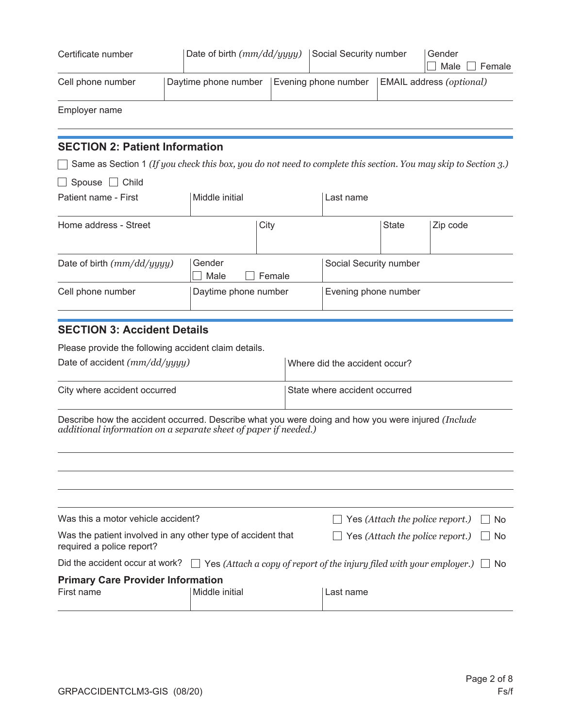| Certificate number | Date of birth *(mm/dd/yyyy)* | Social Security number | Gender ☐ Male ☐ Female |
|---|---|---|---|

| Cell phone number | Daytime phone number | Evening phone number | EMAIL address *(optional)* |
|---|---|---|---|

Employer name

## SECTION 2: Patient Information

☐ Same as Section 1 *(If you check this box, you do not need to complete this section. You may skip to Section 3.)*

☐ Spouse ☐ Child

| Patient name - First | Middle initial | Last name |
|---|---|---|

| Home address - Street | City | State | Zip code |
|---|---|---|---|

| Date of birth *(mm/dd/yyyy)* | Gender ☐ Male ☐ Female | Social Security number |
|---|---|---|

| Cell phone number | Daytime phone number | Evening phone number |
|---|---|---|

## SECTION 3: Accident Details

Please provide the following accident claim details.

| Date of accident *(mm/dd/yyyy)* | Where did the accident occur? |
|---|---|
| City where accident occurred | State where accident occurred |

Describe how the accident occurred. Describe what you were doing and how you were injured *(Include additional information on a separate sheet of paper if needed.)*

Was this a motor vehicle accident? ☐ Yes *(Attach the police report.)* ☐ No

Was the patient involved in any other type of accident that required a police report? ☐ Yes *(Attach the police report.)* ☐ No

Did the accident occur at work? ☐ Yes *(Attach a copy of report of the injury filed with your employer.)* ☐ No

### Primary Care Provider Information

| First name | Middle initial | Last name |
|---|---|---|

GRPACCIDENTCLM3-GIS (08/20)

Fs/f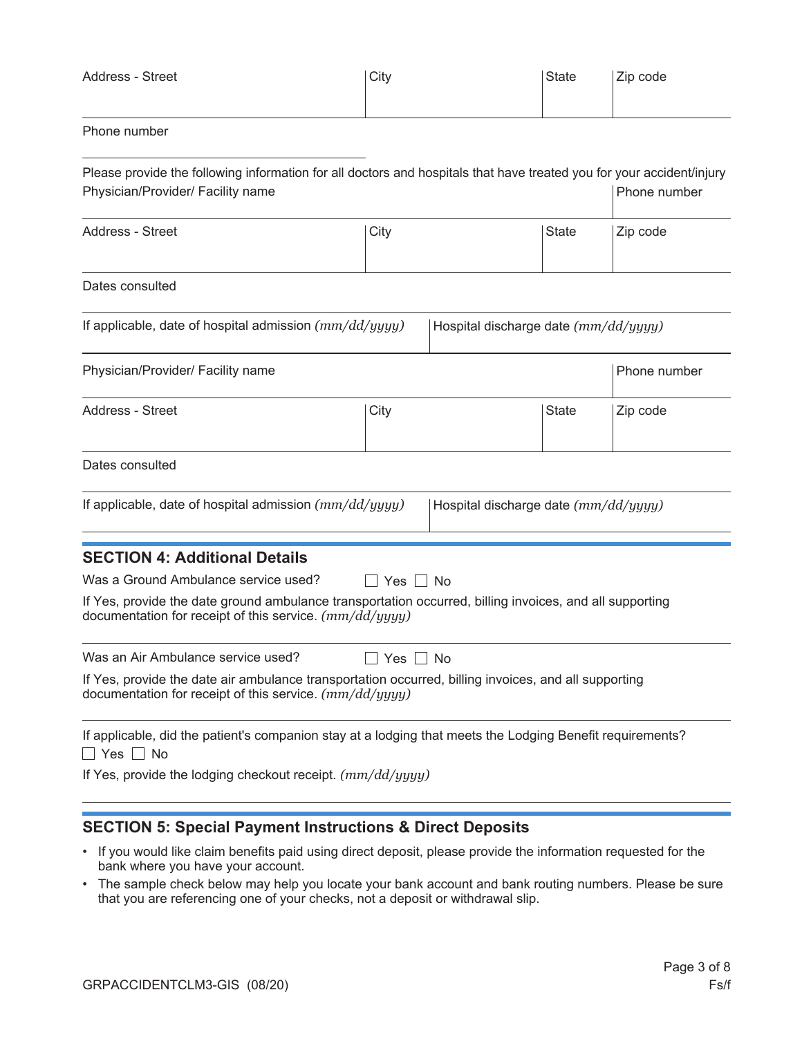| Address - Street | City | State | Zip code |
|---|---|---|---|
| | | | |

Phone number

Please provide the following information for all doctors and hospitals that have treated you for your accident/injury

| Physician/Provider/ Facility name | | | Phone number |
|---|---|---|---|
| **Address - Street** | **City** | **State** | **Zip code** |
| | | | |

Dates consulted

| If applicable, date of hospital admission *(mm/dd/yyyy)* | Hospital discharge date *(mm/dd/yyyy)* |
|---|---|
| | |

| Physician/Provider/ Facility name | | | Phone number |
|---|---|---|---|
| **Address - Street** | **City** | **State** | **Zip code** |
| | | | |

Dates consulted

| If applicable, date of hospital admission *(mm/dd/yyyy)* | Hospital discharge date *(mm/dd/yyyy)* |
|---|---|
| | |

## SECTION 4: Additional Details

Was a Ground Ambulance service used? ☐ Yes ☐ No

If Yes, provide the date ground ambulance transportation occurred, billing invoices, and all supporting documentation for receipt of this service. *(mm/dd/yyyy)*

Was an Air Ambulance service used? ☐ Yes ☐ No

If Yes, provide the date air ambulance transportation occurred, billing invoices, and all supporting documentation for receipt of this service. *(mm/dd/yyyy)*

If applicable, did the patient's companion stay at a lodging that meets the Lodging Benefit requirements?

☐ Yes ☐ No

If Yes, provide the lodging checkout receipt. *(mm/dd/yyyy)*

## SECTION 5: Special Payment Instructions & Direct Deposits

- If you would like claim benefits paid using direct deposit, please provide the information requested for the bank where you have your account.
- The sample check below may help you locate your bank account and bank routing numbers. Please be sure that you are referencing one of your checks, not a deposit or withdrawal slip.

GRPACCIDENTCLM3-GIS (08/20)

Fs/f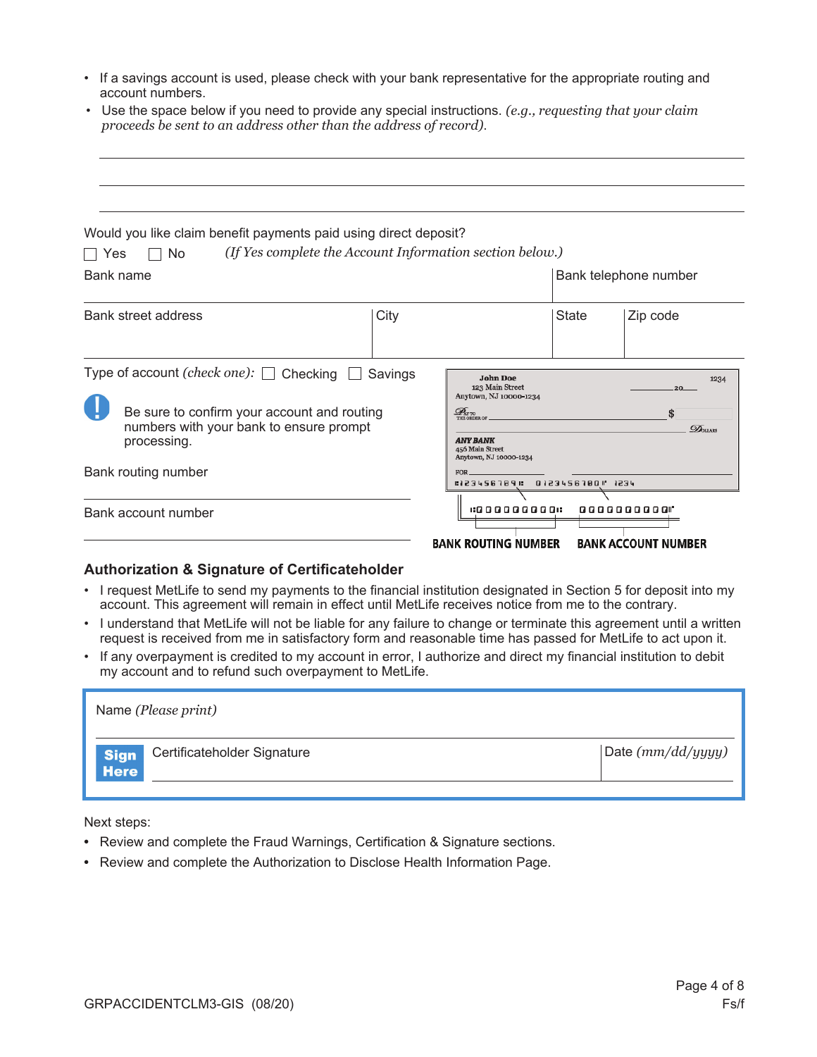- If a savings account is used, please check with your bank representative for the appropriate routing and account numbers.
- Use the space below if you need to provide any special instructions. *(e.g., requesting that your claim proceeds be sent to an address other than the address of record).*

\_\_\_\_\_\_\_\_\_\_\_\_\_\_\_\_\_\_\_\_\_\_\_\_\_\_\_\_\_\_\_\_\_\_\_\_\_\_\_\_\_\_\_\_\_\_\_\_\_\_\_\_\_\_\_\_\_\_\_\_\_\_\_\_\_\_\_\_\_\_\_\_

\_\_\_\_\_\_\_\_\_\_\_\_\_\_\_\_\_\_\_\_\_\_\_\_\_\_\_\_\_\_\_\_\_\_\_\_\_\_\_\_\_\_\_\_\_\_\_\_\_\_\_\_\_\_\_\_\_\_\_\_\_\_\_\_\_\_\_\_\_\_\_\_

\_\_\_\_\_\_\_\_\_\_\_\_\_\_\_\_\_\_\_\_\_\_\_\_\_\_\_\_\_\_\_\_\_\_\_\_\_\_\_\_\_\_\_\_\_\_\_\_\_\_\_\_\_\_\_\_\_\_\_\_\_\_\_\_\_\_\_\_\_\_\_\_

Would you like claim benefit payments paid using direct deposit?

☐ Yes ☐ No *(If Yes complete the Account Information section below.)*

| Bank name | | | Bank telephone number | |
|---|---|---|---|---|
| **Bank street address** | **City** | | **State** | **Zip code** |

Type of account *(check one)*: ☐ Checking ☐ Savings

Be sure to confirm your account and routing numbers with your bank to ensure prompt processing.

Bank routing number

Bank account number

John Doe
123 Main Street
Anytown, NJ 10000-1234

1234

20

PAY TO THE ORDER OF $

DOLLARS

ANY BANK
456 Main Street
Anytown, NJ 10000-1234

FOR

⑆123456789⑆ 0123456780⑈ 1234

⑆0000000000⑆ 0000000000⑈

BANK ROUTING NUMBER BANK ACCOUNT NUMBER

## Authorization & Signature of Certificateholder

- I request MetLife to send my payments to the financial institution designated in Section 5 for deposit into my account. This agreement will remain in effect until MetLife receives notice from me to the contrary.
- I understand that MetLife will not be liable for any failure to change or terminate this agreement until a written request is received from me in satisfactory form and reasonable time has passed for MetLife to act upon it.
- If any overpayment is credited to my account in error, I authorize and direct my financial institution to debit my account and to refund such overpayment to MetLife.

| Name *(Please print)* | |
|---|---|
| **Sign Here** Certificateholder Signature | Date *(mm/dd/yyyy)* |

Next steps:

- Review and complete the Fraud Warnings, Certification & Signature sections.
- Review and complete the Authorization to Disclose Health Information Page.

GRPACCIDENTCLM3-GIS (08/20)

Fs/f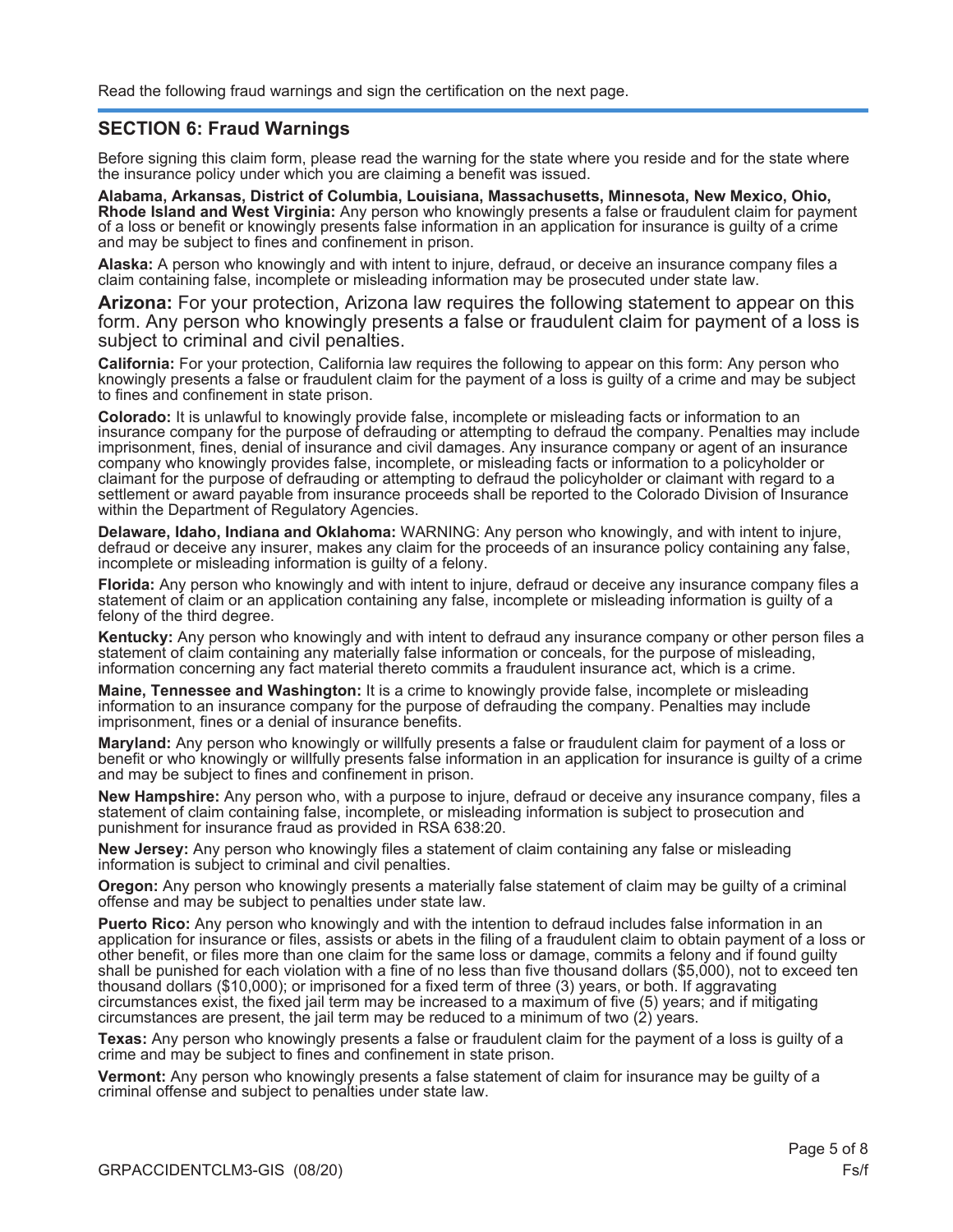Read the following fraud warnings and sign the certification on the next page.

## SECTION 6: Fraud Warnings

Before signing this claim form, please read the warning for the state where you reside and for the state where the insurance policy under which you are claiming a benefit was issued.

**Alabama, Arkansas, District of Columbia, Louisiana, Massachusetts, Minnesota, New Mexico, Ohio, Rhode Island and West Virginia:** Any person who knowingly presents a false or fraudulent claim for payment of a loss or benefit or knowingly presents false information in an application for insurance is guilty of a crime and may be subject to fines and confinement in prison.

**Alaska:** A person who knowingly and with intent to injure, defraud, or deceive an insurance company files a claim containing false, incomplete or misleading information may be prosecuted under state law.

**Arizona:** For your protection, Arizona law requires the following statement to appear on this form. Any person who knowingly presents a false or fraudulent claim for payment of a loss is subject to criminal and civil penalties.

**California:** For your protection, California law requires the following to appear on this form: Any person who knowingly presents a false or fraudulent claim for the payment of a loss is guilty of a crime and may be subject to fines and confinement in state prison.

**Colorado:** It is unlawful to knowingly provide false, incomplete or misleading facts or information to an insurance company for the purpose of defrauding or attempting to defraud the company. Penalties may include imprisonment, fines, denial of insurance and civil damages. Any insurance company or agent of an insurance company who knowingly provides false, incomplete, or misleading facts or information to a policyholder or claimant for the purpose of defrauding or attempting to defraud the policyholder or claimant with regard to a settlement or award payable from insurance proceeds shall be reported to the Colorado Division of Insurance within the Department of Regulatory Agencies.

**Delaware, Idaho, Indiana and Oklahoma:** WARNING: Any person who knowingly, and with intent to injure, defraud or deceive any insurer, makes any claim for the proceeds of an insurance policy containing any false, incomplete or misleading information is guilty of a felony.

**Florida:** Any person who knowingly and with intent to injure, defraud or deceive any insurance company files a statement of claim or an application containing any false, incomplete or misleading information is guilty of a felony of the third degree.

**Kentucky:** Any person who knowingly and with intent to defraud any insurance company or other person files a statement of claim containing any materially false information or conceals, for the purpose of misleading, information concerning any fact material thereto commits a fraudulent insurance act, which is a crime.

**Maine, Tennessee and Washington:** It is a crime to knowingly provide false, incomplete or misleading information to an insurance company for the purpose of defrauding the company. Penalties may include imprisonment, fines or a denial of insurance benefits.

**Maryland:** Any person who knowingly or willfully presents a false or fraudulent claim for payment of a loss or benefit or who knowingly or willfully presents false information in an application for insurance is guilty of a crime and may be subject to fines and confinement in prison.

**New Hampshire:** Any person who, with a purpose to injure, defraud or deceive any insurance company, files a statement of claim containing false, incomplete, or misleading information is subject to prosecution and punishment for insurance fraud as provided in RSA 638:20.

**New Jersey:** Any person who knowingly files a statement of claim containing any false or misleading information is subject to criminal and civil penalties.

**Oregon:** Any person who knowingly presents a materially false statement of claim may be guilty of a criminal offense and may be subject to penalties under state law.

**Puerto Rico:** Any person who knowingly and with the intention to defraud includes false information in an application for insurance or files, assists or abets in the filing of a fraudulent claim to obtain payment of a loss or other benefit, or files more than one claim for the same loss or damage, commits a felony and if found guilty shall be punished for each violation with a fine of no less than five thousand dollars ($5,000), not to exceed ten thousand dollars ($10,000); or imprisoned for a fixed term of three (3) years, or both. If aggravating circumstances exist, the fixed jail term may be increased to a maximum of five (5) years; and if mitigating circumstances are present, the jail term may be reduced to a minimum of two (2) years.

**Texas:** Any person who knowingly presents a false or fraudulent claim for the payment of a loss is guilty of a crime and may be subject to fines and confinement in state prison.

**Vermont:** Any person who knowingly presents a false statement of claim for insurance may be guilty of a criminal offense and subject to penalties under state law.

GRPACCIDENTCLM3-GIS (08/20) Fs/f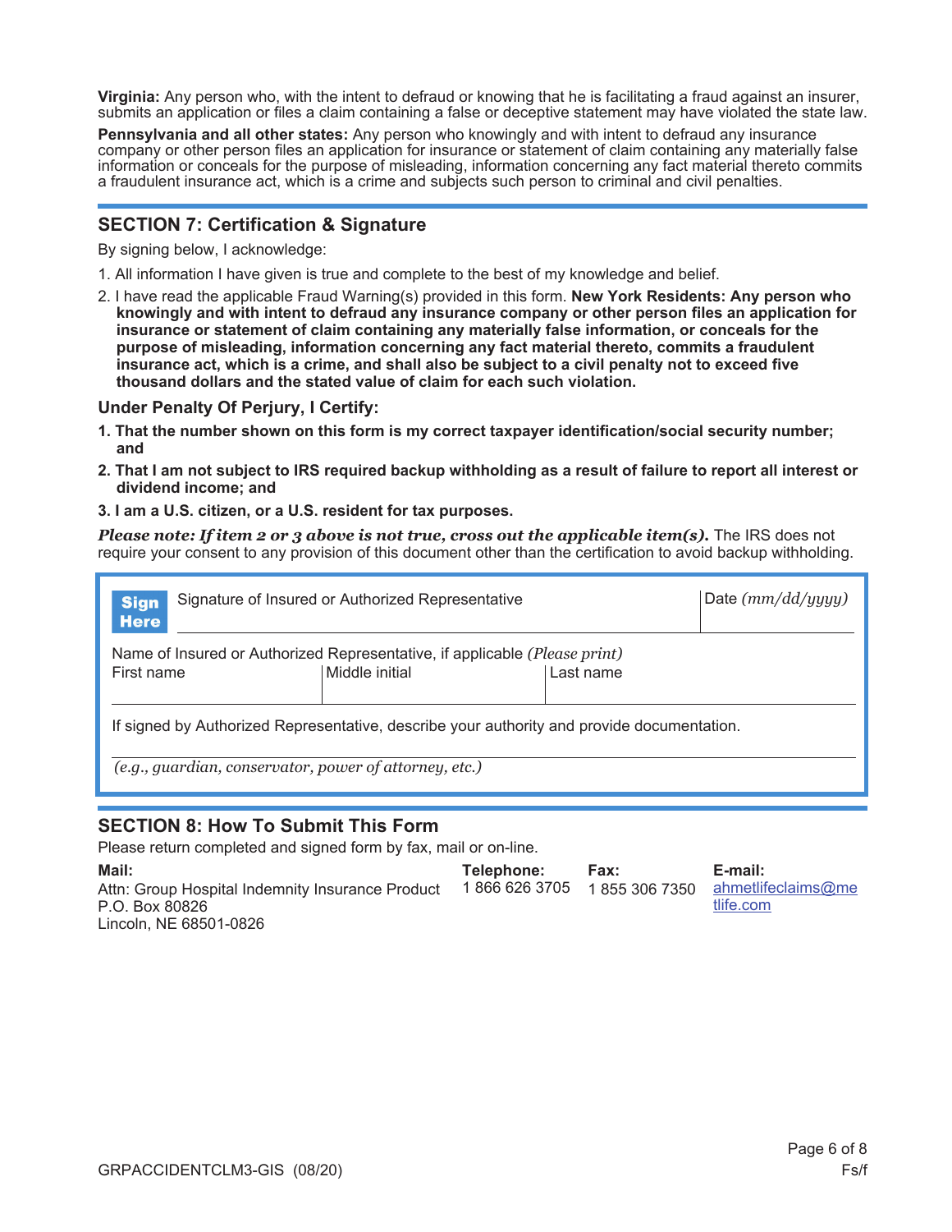**Virginia:** Any person who, with the intent to defraud or knowing that he is facilitating a fraud against an insurer, submits an application or files a claim containing a false or deceptive statement may have violated the state law.

**Pennsylvania and all other states:** Any person who knowingly and with intent to defraud any insurance company or other person files an application for insurance or statement of claim containing any materially false information or conceals for the purpose of misleading, information concerning any fact material thereto commits a fraudulent insurance act, which is a crime and subjects such person to criminal and civil penalties.

## SECTION 7: Certification & Signature

By signing below, I acknowledge:

1. All information I have given is true and complete to the best of my knowledge and belief.
2. I have read the applicable Fraud Warning(s) provided in this form. **New York Residents: Any person who knowingly and with intent to defraud any insurance company or other person files an application for insurance or statement of claim containing any materially false information, or conceals for the purpose of misleading, information concerning any fact material thereto, commits a fraudulent insurance act, which is a crime, and shall also be subject to a civil penalty not to exceed five thousand dollars and the stated value of claim for each such violation.**

**Under Penalty Of Perjury, I Certify:**

1. **That the number shown on this form is my correct taxpayer identification/social security number; and**
2. **That I am not subject to IRS required backup withholding as a result of failure to report all interest or dividend income; and**
3. **I am a U.S. citizen, or a U.S. resident for tax purposes.**

***Please note: If item 2 or 3 above is not true, cross out the applicable item(s).*** The IRS does not require your consent to any provision of this document other than the certification to avoid backup withholding.

**Sign Here** Signature of Insured or Authorized Representative | Date *(mm/dd/yyyy)*

Name of Insured or Authorized Representative, if applicable *(Please print)*

| First name | Middle initial | Last name |
|---|---|---|
| | | |

If signed by Authorized Representative, describe your authority and provide documentation.

*(e.g., guardian, conservator, power of attorney, etc.)*

## SECTION 8: How To Submit This Form

Please return completed and signed form by fax, mail or on-line.

| Mail: | Telephone: | Fax: | E-mail: |
|---|---|---|---|
| Attn: Group Hospital Indemnity Insurance Product<br>P.O. Box 80826<br>Lincoln, NE 68501-0826 | 1 866 626 3705 | 1 855 306 7350 | ahmetlifeclaims@metlife.com |

GRPACCIDENTCLM3-GIS (08/20)

Fs/f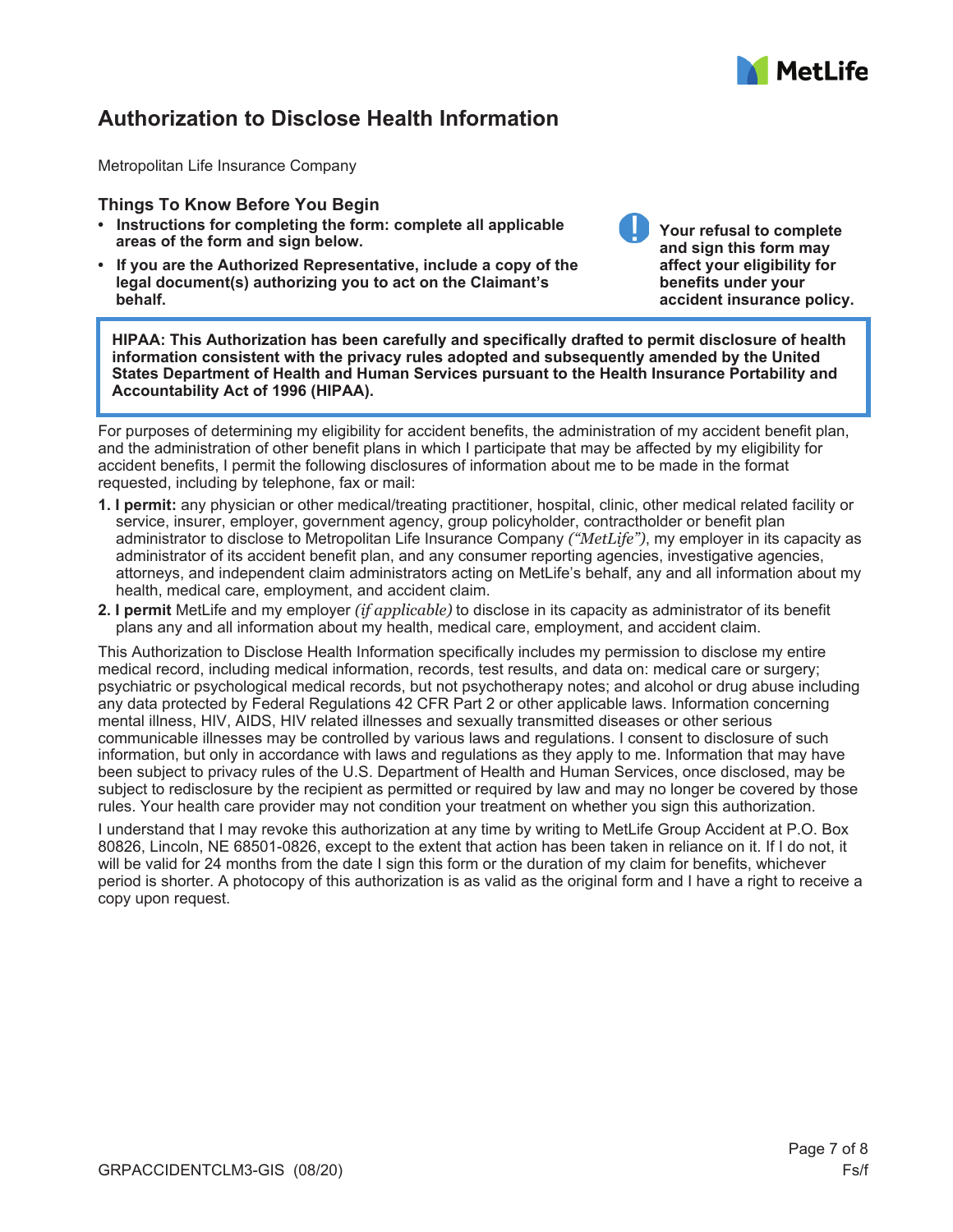# Authorization to Disclose Health Information

Metropolitan Life Insurance Company

## Things To Know Before You Begin

- **Instructions for completing the form: complete all applicable areas of the form and sign below.**
- **If you are the Authorized Representative, include a copy of the legal document(s) authorizing you to act on the Claimant's behalf.**

**Your refusal to complete and sign this form may affect your eligibility for benefits under your accident insurance policy.**

**HIPAA: This Authorization has been carefully and specifically drafted to permit disclosure of health information consistent with the privacy rules adopted and subsequently amended by the United States Department of Health and Human Services pursuant to the Health Insurance Portability and Accountability Act of 1996 (HIPAA).**

For purposes of determining my eligibility for accident benefits, the administration of my accident benefit plan, and the administration of other benefit plans in which I participate that may be affected by my eligibility for accident benefits, I permit the following disclosures of information about me to be made in the format requested, including by telephone, fax or mail:

1. **I permit:** any physician or other medical/treating practitioner, hospital, clinic, other medical related facility or service, insurer, employer, government agency, group policyholder, contractholder or benefit plan administrator to disclose to Metropolitan Life Insurance Company *("MetLife")*, my employer in its capacity as administrator of its accident benefit plan, and any consumer reporting agencies, investigative agencies, attorneys, and independent claim administrators acting on MetLife's behalf, any and all information about my health, medical care, employment, and accident claim.
2. **I permit** MetLife and my employer *(if applicable)* to disclose in its capacity as administrator of its benefit plans any and all information about my health, medical care, employment, and accident claim.

This Authorization to Disclose Health Information specifically includes my permission to disclose my entire medical record, including medical information, records, test results, and data on: medical care or surgery; psychiatric or psychological medical records, but not psychotherapy notes; and alcohol or drug abuse including any data protected by Federal Regulations 42 CFR Part 2 or other applicable laws. Information concerning mental illness, HIV, AIDS, HIV related illnesses and sexually transmitted diseases or other serious communicable illnesses may be controlled by various laws and regulations. I consent to disclosure of such information, but only in accordance with laws and regulations as they apply to me. Information that may have been subject to privacy rules of the U.S. Department of Health and Human Services, once disclosed, may be subject to redisclosure by the recipient as permitted or required by law and may no longer be covered by those rules. Your health care provider may not condition your treatment on whether you sign this authorization.

I understand that I may revoke this authorization at any time by writing to MetLife Group Accident at P.O. Box 80826, Lincoln, NE 68501-0826, except to the extent that action has been taken in reliance on it. If I do not, it will be valid for 24 months from the date I sign this form or the duration of my claim for benefits, whichever period is shorter. A photocopy of this authorization is as valid as the original form and I have a right to receive a copy upon request.

GRPACCIDENTCLM3-GIS (08/20)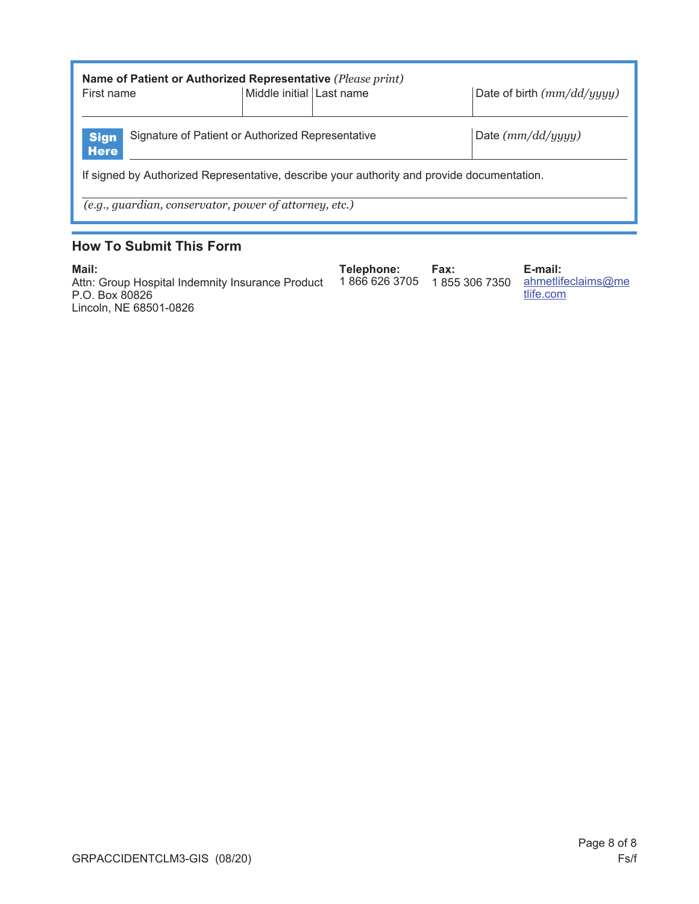**Name of Patient or Authorized Representative** *(Please print)*

| First name | Middle initial | Last name | Date of birth *(mm/dd/yyyy)* |
| --- | --- | --- | --- |
| | | | |

**Sign Here** Signature of Patient or Authorized Representative

Date *(mm/dd/yyyy)*

If signed by Authorized Representative, describe your authority and provide documentation.

*(e.g., guardian, conservator, power of attorney, etc.)*

## How To Submit This Form

**Mail:**
Attn: Group Hospital Indemnity Insurance Product
P.O. Box 80826
Lincoln, NE 68501-0826

**Telephone:**
1 866 626 3705

**Fax:**
1 855 306 7350

**E-mail:**
ahmetlifeclaims@metlife.com

GRPACCIDENTCLM3-GIS (08/20)

Fs/f